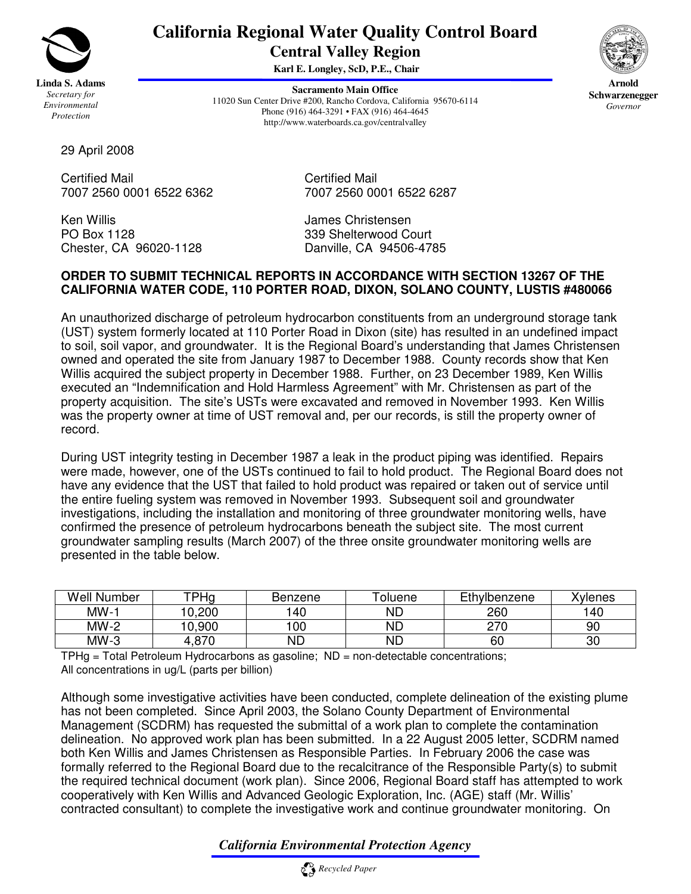# California Regional Water Quality Control Board
## Central Valley Region

**Karl E. Longley, ScD, P.E., Chair**

**Linda S. Adams**
*Secretary for Environmental Protection*

**Sacramento Main Office**
11020 Sun Center Drive #200, Rancho Cordova, California 95670-6114
Phone (916) 464-3291 • FAX (916) 464-4645
http://www.waterboards.ca.gov/centralvalley

**Arnold Schwarzenegger**
*Governor*

29 April 2008

Certified Mail
7007 2560 0001 6522 6362

Ken Willis
PO Box 1128
Chester, CA 96020-1128

Certified Mail
7007 2560 0001 6522 6287

James Christensen
339 Shelterwood Court
Danville, CA 94506-4785

**ORDER TO SUBMIT TECHNICAL REPORTS IN ACCORDANCE WITH SECTION 13267 OF THE CALIFORNIA WATER CODE, 110 PORTER ROAD, DIXON, SOLANO COUNTY, LUSTIS #480066**

An unauthorized discharge of petroleum hydrocarbon constituents from an underground storage tank (UST) system formerly located at 110 Porter Road in Dixon (site) has resulted in an undefined impact to soil, soil vapor, and groundwater. It is the Regional Board's understanding that James Christensen owned and operated the site from January 1987 to December 1988. County records show that Ken Willis acquired the subject property in December 1988. Further, on 23 December 1989, Ken Willis executed an "Indemnification and Hold Harmless Agreement" with Mr. Christensen as part of the property acquisition. The site's USTs were excavated and removed in November 1993. Ken Willis was the property owner at time of UST removal and, per our records, is still the property owner of record.

During UST integrity testing in December 1987 a leak in the product piping was identified. Repairs were made, however, one of the USTs continued to fail to hold product. The Regional Board does not have any evidence that the UST that failed to hold product was repaired or taken out of service until the entire fueling system was removed in November 1993. Subsequent soil and groundwater investigations, including the installation and monitoring of three groundwater monitoring wells, have confirmed the presence of petroleum hydrocarbons beneath the subject site. The most current groundwater sampling results (March 2007) of the three onsite groundwater monitoring wells are presented in the table below.

| Well Number | TPHg | Benzene | Toluene | Ethylbenzene | Xylenes |
|---|---|---|---|---|---|
| MW-1 | 10,200 | 140 | ND | 260 | 140 |
| MW-2 | 10,900 | 100 | ND | 270 | 90 |
| MW-3 | 4,870 | ND | ND | 60 | 30 |

TPHg = Total Petroleum Hydrocarbons as gasoline; ND = non-detectable concentrations;
All concentrations in ug/L (parts per billion)

Although some investigative activities have been conducted, complete delineation of the existing plume has not been completed. Since April 2003, the Solano County Department of Environmental Management (SCDRM) has requested the submittal of a work plan to complete the contamination delineation. No approved work plan has been submitted. In a 22 August 2005 letter, SCDRM named both Ken Willis and James Christensen as Responsible Parties. In February 2006 the case was formally referred to the Regional Board due to the recalcitrance of the Responsible Party(s) to submit the required technical document (work plan). Since 2006, Regional Board staff has attempted to work cooperatively with Ken Willis and Advanced Geologic Exploration, Inc. (AGE) staff (Mr. Willis' contracted consultant) to complete the investigative work and continue groundwater monitoring. On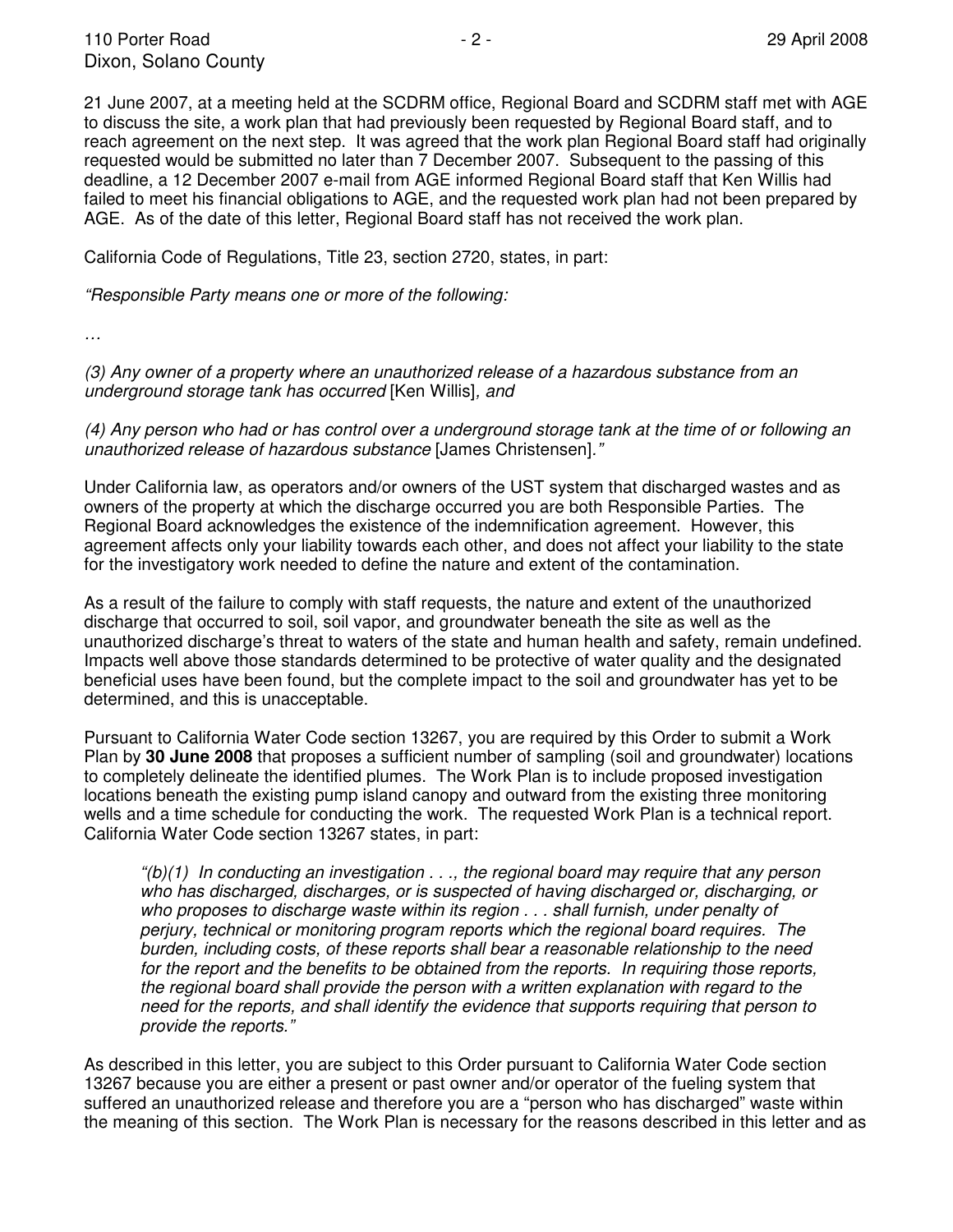21 June 2007, at a meeting held at the SCDRM office, Regional Board and SCDRM staff met with AGE to discuss the site, a work plan that had previously been requested by Regional Board staff, and to reach agreement on the next step. It was agreed that the work plan Regional Board staff had originally requested would be submitted no later than 7 December 2007. Subsequent to the passing of this deadline, a 12 December 2007 e-mail from AGE informed Regional Board staff that Ken Willis had failed to meet his financial obligations to AGE, and the requested work plan had not been prepared by AGE. As of the date of this letter, Regional Board staff has not received the work plan.

California Code of Regulations, Title 23, section 2720, states, in part:

*"Responsible Party means one or more of the following:*

…

*(3) Any owner of a property where an unauthorized release of a hazardous substance from an underground storage tank has occurred* [Ken Willis]*, and*

*(4) Any person who had or has control over a underground storage tank at the time of or following an unauthorized release of hazardous substance* [James Christensen]*."*

Under California law, as operators and/or owners of the UST system that discharged wastes and as owners of the property at which the discharge occurred you are both Responsible Parties. The Regional Board acknowledges the existence of the indemnification agreement. However, this agreement affects only your liability towards each other, and does not affect your liability to the state for the investigatory work needed to define the nature and extent of the contamination.

As a result of the failure to comply with staff requests, the nature and extent of the unauthorized discharge that occurred to soil, soil vapor, and groundwater beneath the site as well as the unauthorized discharge's threat to waters of the state and human health and safety, remain undefined. Impacts well above those standards determined to be protective of water quality and the designated beneficial uses have been found, but the complete impact to the soil and groundwater has yet to be determined, and this is unacceptable.

Pursuant to California Water Code section 13267, you are required by this Order to submit a Work Plan by **30 June 2008** that proposes a sufficient number of sampling (soil and groundwater) locations to completely delineate the identified plumes. The Work Plan is to include proposed investigation locations beneath the existing pump island canopy and outward from the existing three monitoring wells and a time schedule for conducting the work. The requested Work Plan is a technical report. California Water Code section 13267 states, in part:

> *"(b)(1) In conducting an investigation . . ., the regional board may require that any person who has discharged, discharges, or is suspected of having discharged or, discharging, or who proposes to discharge waste within its region . . . shall furnish, under penalty of perjury, technical or monitoring program reports which the regional board requires. The burden, including costs, of these reports shall bear a reasonable relationship to the need for the report and the benefits to be obtained from the reports. In requiring those reports, the regional board shall provide the person with a written explanation with regard to the need for the reports, and shall identify the evidence that supports requiring that person to provide the reports."*

As described in this letter, you are subject to this Order pursuant to California Water Code section 13267 because you are either a present or past owner and/or operator of the fueling system that suffered an unauthorized release and therefore you are a "person who has discharged" waste within the meaning of this section. The Work Plan is necessary for the reasons described in this letter and as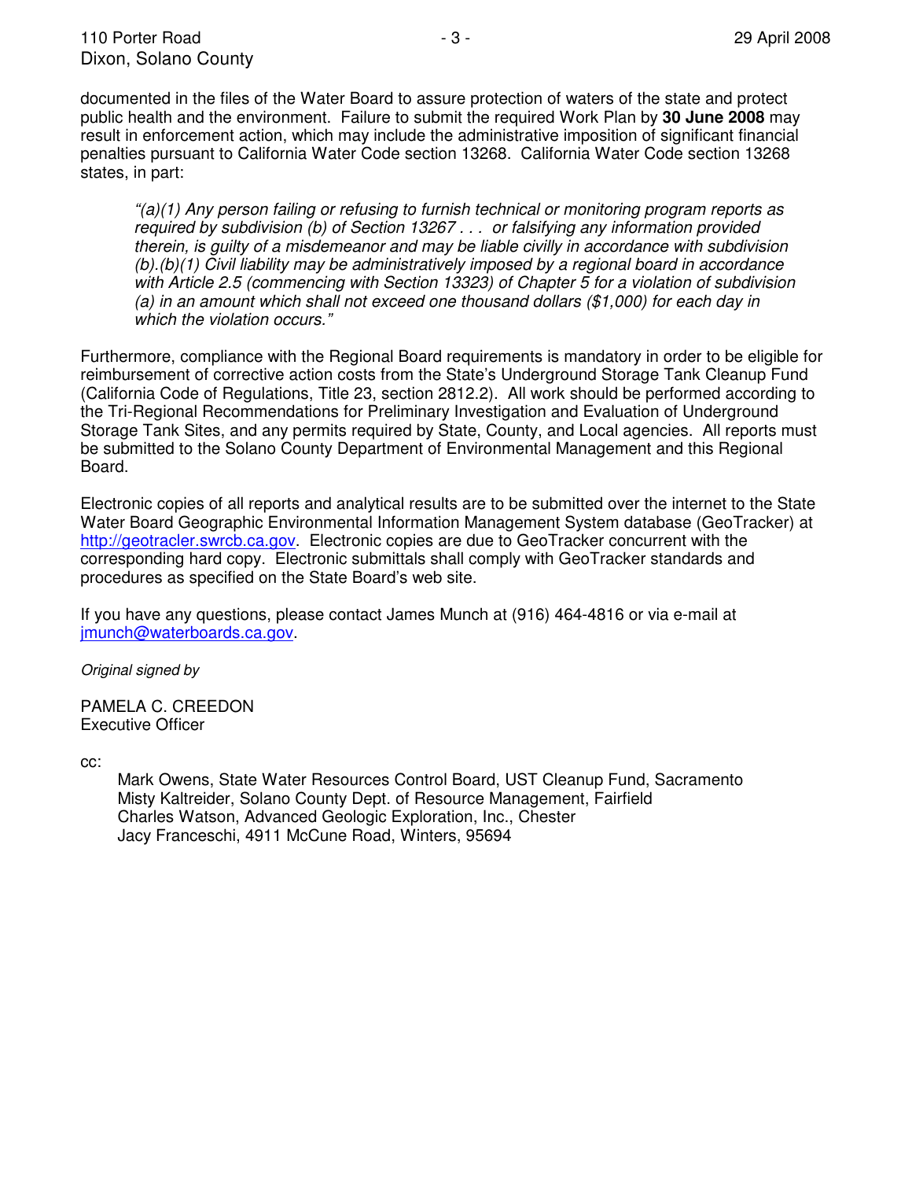documented in the files of the Water Board to assure protection of waters of the state and protect public health and the environment. Failure to submit the required Work Plan by **30 June 2008** may result in enforcement action, which may include the administrative imposition of significant financial penalties pursuant to California Water Code section 13268. California Water Code section 13268 states, in part:

> *"(a)(1) Any person failing or refusing to furnish technical or monitoring program reports as required by subdivision (b) of Section 13267 . . . or falsifying any information provided therein, is guilty of a misdemeanor and may be liable civilly in accordance with subdivision (b).(b)(1) Civil liability may be administratively imposed by a regional board in accordance with Article 2.5 (commencing with Section 13323) of Chapter 5 for a violation of subdivision (a) in an amount which shall not exceed one thousand dollars ($1,000) for each day in which the violation occurs."*

Furthermore, compliance with the Regional Board requirements is mandatory in order to be eligible for reimbursement of corrective action costs from the State's Underground Storage Tank Cleanup Fund (California Code of Regulations, Title 23, section 2812.2). All work should be performed according to the Tri-Regional Recommendations for Preliminary Investigation and Evaluation of Underground Storage Tank Sites, and any permits required by State, County, and Local agencies. All reports must be submitted to the Solano County Department of Environmental Management and this Regional Board.

Electronic copies of all reports and analytical results are to be submitted over the internet to the State Water Board Geographic Environmental Information Management System database (GeoTracker) at http://geotracler.swrcb.ca.gov. Electronic copies are due to GeoTracker concurrent with the corresponding hard copy. Electronic submittals shall comply with GeoTracker standards and procedures as specified on the State Board's web site.

If you have any questions, please contact James Munch at (916) 464-4816 or via e-mail at jmunch@waterboards.ca.gov.

*Original signed by*

PAMELA C. CREEDON
Executive Officer

cc:

Mark Owens, State Water Resources Control Board, UST Cleanup Fund, Sacramento
Misty Kaltreider, Solano County Dept. of Resource Management, Fairfield
Charles Watson, Advanced Geologic Exploration, Inc., Chester
Jacy Franceschi, 4911 McCune Road, Winters, 95694